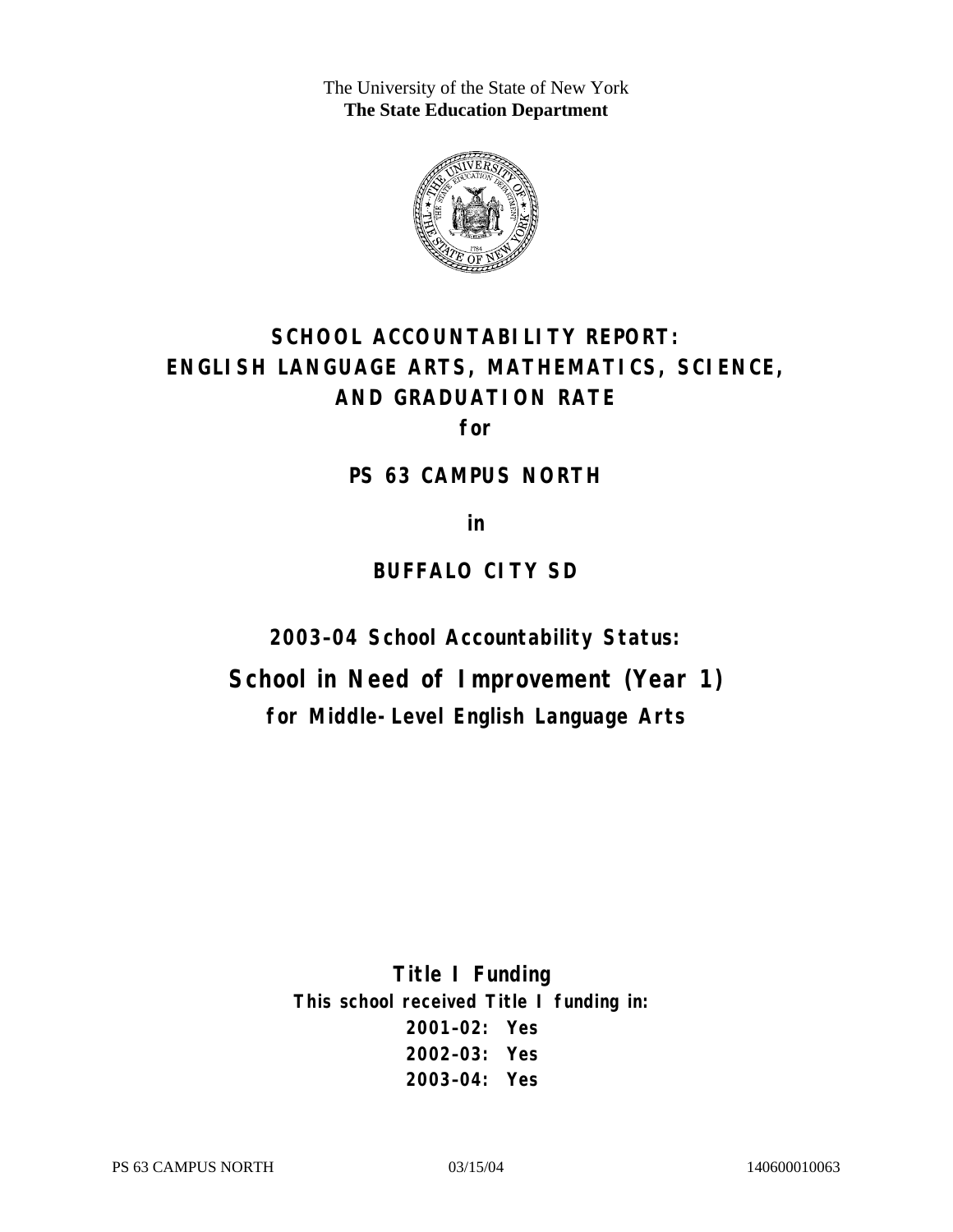The University of the State of New York
**The State Education Department**

# SCHOOL ACCOUNTABILITY REPORT: ENGLISH LANGUAGE ARTS, MATHEMATICS, SCIENCE, AND GRADUATION RATE

**for**

## PS 63 CAMPUS NORTH

**in**

## BUFFALO CITY SD

### 2003–04 School Accountability Status:

## School in Need of Improvement (Year 1)

### for Middle-Level English Language Arts

### Title I Funding

**This school received Title I funding in:**

**2001–02: Yes**
**2002–03: Yes**
**2003–04: Yes**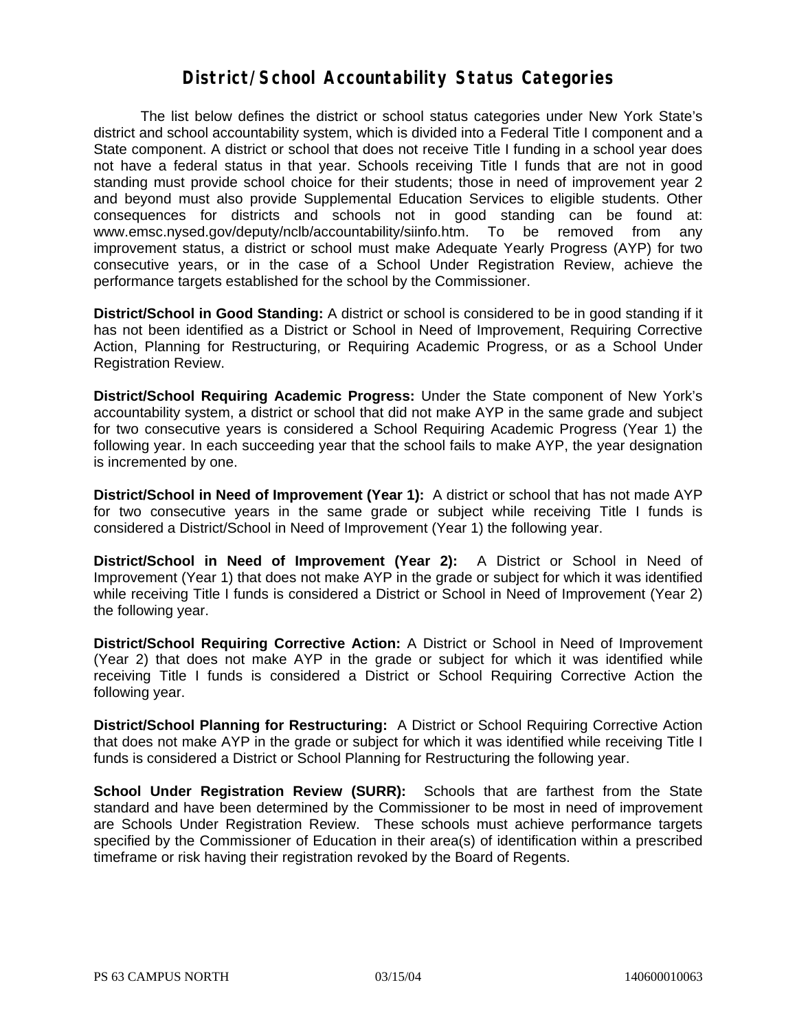# District/School Accountability Status Categories

The list below defines the district or school status categories under New York State's district and school accountability system, which is divided into a Federal Title I component and a State component. A district or school that does not receive Title I funding in a school year does not have a federal status in that year. Schools receiving Title I funds that are not in good standing must provide school choice for their students; those in need of improvement year 2 and beyond must also provide Supplemental Education Services to eligible students. Other consequences for districts and schools not in good standing can be found at: www.emsc.nysed.gov/deputy/nclb/accountability/siinfo.htm. To be removed from any improvement status, a district or school must make Adequate Yearly Progress (AYP) for two consecutive years, or in the case of a School Under Registration Review, achieve the performance targets established for the school by the Commissioner.

**District/School in Good Standing:** A district or school is considered to be in good standing if it has not been identified as a District or School in Need of Improvement, Requiring Corrective Action, Planning for Restructuring, or Requiring Academic Progress, or as a School Under Registration Review.

**District/School Requiring Academic Progress:** Under the State component of New York's accountability system, a district or school that did not make AYP in the same grade and subject for two consecutive years is considered a School Requiring Academic Progress (Year 1) the following year. In each succeeding year that the school fails to make AYP, the year designation is incremented by one.

**District/School in Need of Improvement (Year 1):** A district or school that has not made AYP for two consecutive years in the same grade or subject while receiving Title I funds is considered a District/School in Need of Improvement (Year 1) the following year.

**District/School in Need of Improvement (Year 2):** A District or School in Need of Improvement (Year 1) that does not make AYP in the grade or subject for which it was identified while receiving Title I funds is considered a District or School in Need of Improvement (Year 2) the following year.

**District/School Requiring Corrective Action:** A District or School in Need of Improvement (Year 2) that does not make AYP in the grade or subject for which it was identified while receiving Title I funds is considered a District or School Requiring Corrective Action the following year.

**District/School Planning for Restructuring:** A District or School Requiring Corrective Action that does not make AYP in the grade or subject for which it was identified while receiving Title I funds is considered a District or School Planning for Restructuring the following year.

**School Under Registration Review (SURR):** Schools that are farthest from the State standard and have been determined by the Commissioner to be most in need of improvement are Schools Under Registration Review. These schools must achieve performance targets specified by the Commissioner of Education in their area(s) of identification within a prescribed timeframe or risk having their registration revoked by the Board of Regents.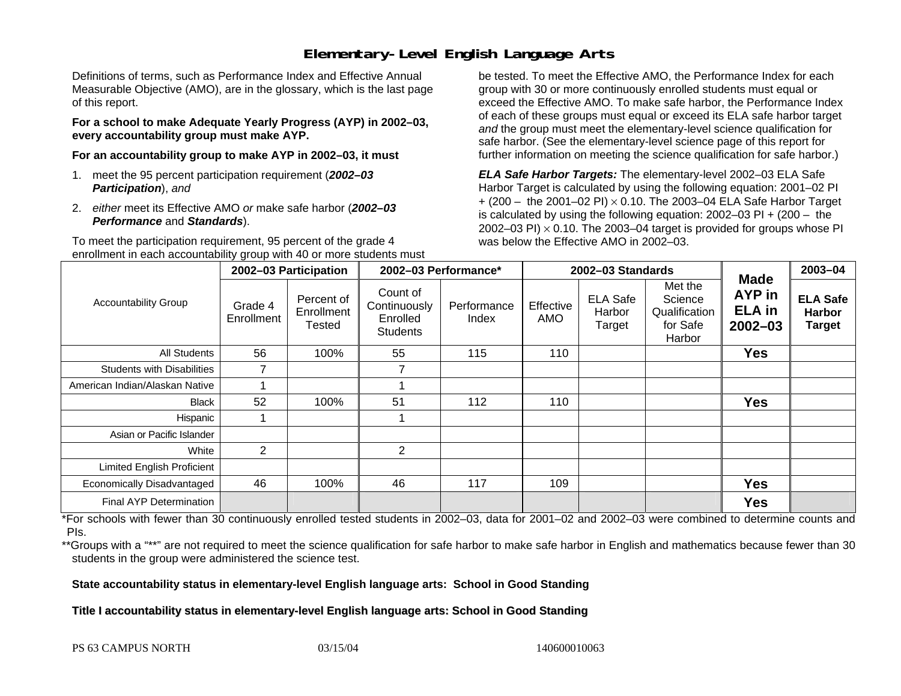# Elementary-Level English Language Arts

Definitions of terms, such as Performance Index and Effective Annual Measurable Objective (AMO), are in the glossary, which is the last page of this report.

**For a school to make Adequate Yearly Progress (AYP) in 2002–03, every accountability group must make AYP.**

**For an accountability group to make AYP in 2002–03, it must**

1. meet the 95 percent participation requirement (***2002–03 Participation***), *and*
2. *either* meet its Effective AMO *or* make safe harbor (***2002–03 Performance*** and ***Standards***).

To meet the participation requirement, 95 percent of the grade 4 enrollment in each accountability group with 40 or more students must be tested. To meet the Effective AMO, the Performance Index for each group with 30 or more continuously enrolled students must equal or exceed the Effective AMO. To make safe harbor, the Performance Index of each of these groups must equal or exceed its ELA safe harbor target *and* the group must meet the elementary-level science qualification for safe harbor. (See the elementary-level science page of this report for further information on meeting the science qualification for safe harbor.)

***ELA Safe Harbor Targets:*** The elementary-level 2002–03 ELA Safe Harbor Target is calculated by using the following equation: 2001–02 PI + (200 – the 2001–02 PI) × 0.10. The 2003–04 ELA Safe Harbor Target is calculated by using the following equation: 2002–03 PI + (200 – the 2002–03 PI) × 0.10. The 2003–04 target is provided for groups whose PI was below the Effective AMO in 2002–03.

| Accountability Group | 2002–03 Participation | | 2002–03 Performance* | | 2002–03 Standards | | | Made AYP in ELA in 2002–03 | 2003–04 |
|---|---|---|---|---|---|---|---|---|---|
| | Grade 4 Enrollment | Percent of Enrollment Tested | Count of Continuously Enrolled Students | Performance Index | Effective AMO | ELA Safe Harbor Target | Met the Science Qualification for Safe Harbor | | ELA Safe Harbor Target |
| All Students | 56 | 100% | 55 | 115 | 110 | | | **Yes** | |
| Students with Disabilities | 7 | | 7 | | | | | | |
| American Indian/Alaskan Native | 1 | | 1 | | | | | | |
| Black | 52 | 100% | 51 | 112 | 110 | | | **Yes** | |
| Hispanic | 1 | | 1 | | | | | | |
| Asian or Pacific Islander | | | | | | | | | |
| White | 2 | | 2 | | | | | | |
| Limited English Proficient | | | | | | | | | |
| Economically Disadvantaged | 46 | 100% | 46 | 117 | 109 | | | **Yes** | |
| Final AYP Determination | | | | | | | | **Yes** | |

*For schools with fewer than 30 continuously enrolled tested students in 2002–03, data for 2001–02 and 2002–03 were combined to determine counts and PIs.

**Groups with a "**" are not required to meet the science qualification for safe harbor to make safe harbor in English and mathematics because fewer than 30 students in the group were administered the science test.

**State accountability status in elementary-level English language arts: School in Good Standing**

**Title I accountability status in elementary-level English language arts: School in Good Standing**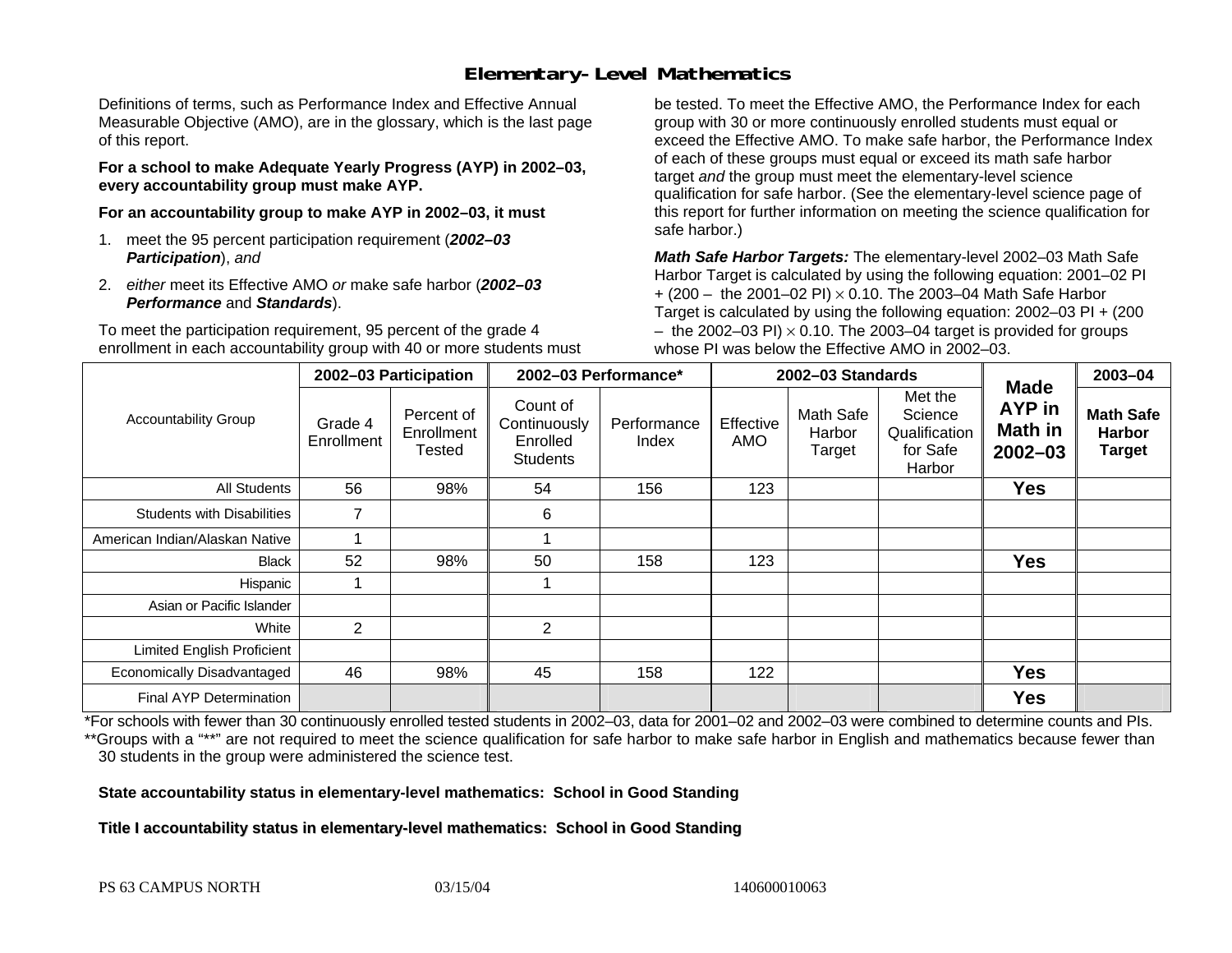# Elementary-Level Mathematics

Definitions of terms, such as Performance Index and Effective Annual Measurable Objective (AMO), are in the glossary, which is the last page of this report.

**For a school to make Adequate Yearly Progress (AYP) in 2002–03, every accountability group must make AYP.**

**For an accountability group to make AYP in 2002–03, it must**

1. meet the 95 percent participation requirement (***2002–03 Participation***), *and*
2. *either* meet its Effective AMO *or* make safe harbor (***2002–03 Performance*** and ***Standards***).

To meet the participation requirement, 95 percent of the grade 4 enrollment in each accountability group with 40 or more students must be tested. To meet the Effective AMO, the Performance Index for each group with 30 or more continuously enrolled students must equal or exceed the Effective AMO. To make safe harbor, the Performance Index of each of these groups must equal or exceed its math safe harbor target *and* the group must meet the elementary-level science qualification for safe harbor. (See the elementary-level science page of this report for further information on meeting the science qualification for safe harbor.)

***Math Safe Harbor Targets:*** The elementary-level 2002–03 Math Safe Harbor Target is calculated by using the following equation: 2001–02 PI + (200 – the 2001–02 PI) $\times$ 0.10. The 2003–04 Math Safe Harbor Target is calculated by using the following equation: 2002–03 PI + (200 – the 2002–03 PI) $\times$ 0.10. The 2003–04 target is provided for groups whose PI was below the Effective AMO in 2002–03.

| Accountability Group | 2002–03 Participation | | 2002–03 Performance* | | 2002–03 Standards | | | Made AYP in Math in 2002–03 | 2003–04 |
|---|---|---|---|---|---|---|---|---|---|
| | Grade 4 Enrollment | Percent of Enrollment Tested | Count of Continuously Enrolled Students | Performance Index | Effective AMO | Math Safe Harbor Target | Met the Science Qualification for Safe Harbor | | Math Safe Harbor Target |
| All Students | 56 | 98% | 54 | 156 | 123 | | | **Yes** | |
| Students with Disabilities | 7 | | 6 | | | | | | |
| American Indian/Alaskan Native | 1 | | 1 | | | | | | |
| Black | 52 | 98% | 50 | 158 | 123 | | | **Yes** | |
| Hispanic | 1 | | 1 | | | | | | |
| Asian or Pacific Islander | | | | | | | | | |
| White | 2 | | 2 | | | | | | |
| Limited English Proficient | | | | | | | | | |
| Economically Disadvantaged | 46 | 98% | 45 | 158 | 122 | | | **Yes** | |
| Final AYP Determination | | | | | | | | **Yes** | |

*For schools with fewer than 30 continuously enrolled tested students in 2002–03, data for 2001–02 and 2002–03 were combined to determine counts and PIs.

**Groups with a "**" are not required to meet the science qualification for safe harbor to make safe harbor in English and mathematics because fewer than 30 students in the group were administered the science test.

**State accountability status in elementary-level mathematics: School in Good Standing**

**Title I accountability status in elementary-level mathematics: School in Good Standing**

PS 63 CAMPUS NORTH 03/15/04 140600010063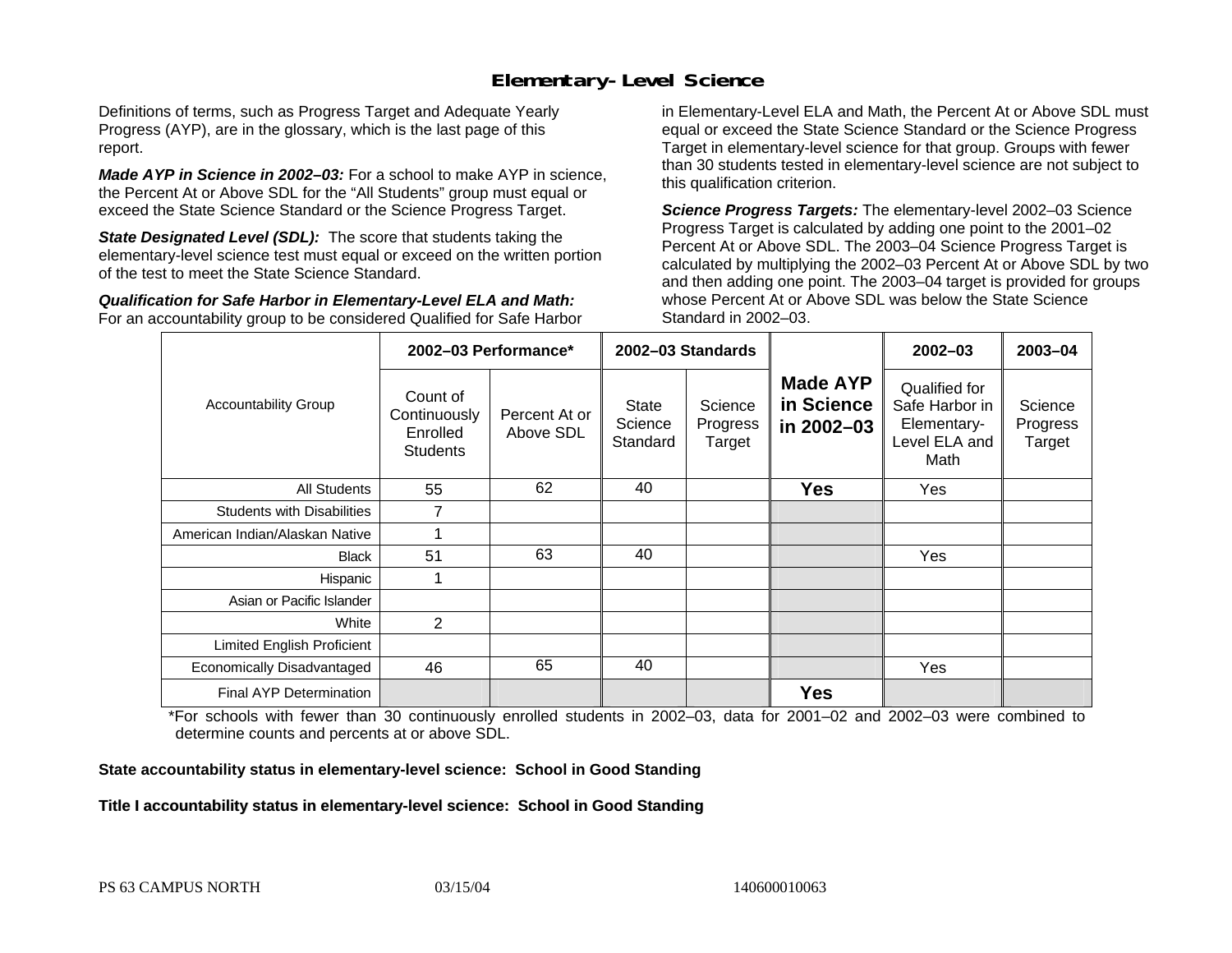# Elementary-Level Science

Definitions of terms, such as Progress Target and Adequate Yearly Progress (AYP), are in the glossary, which is the last page of this report.

***Made AYP in Science in 2002–03:*** For a school to make AYP in science, the Percent At or Above SDL for the "All Students" group must equal or exceed the State Science Standard or the Science Progress Target.

***State Designated Level (SDL):*** The score that students taking the elementary-level science test must equal or exceed on the written portion of the test to meet the State Science Standard.

***Qualification for Safe Harbor in Elementary-Level ELA and Math:*** For an accountability group to be considered Qualified for Safe Harbor in Elementary-Level ELA and Math, the Percent At or Above SDL must equal or exceed the State Science Standard or the Science Progress Target in elementary-level science for that group. Groups with fewer than 30 students tested in elementary-level science are not subject to this qualification criterion.

***Science Progress Targets:*** The elementary-level 2002–03 Science Progress Target is calculated by adding one point to the 2001–02 Percent At or Above SDL. The 2003–04 Science Progress Target is calculated by multiplying the 2002–03 Percent At or Above SDL by two and then adding one point. The 2003–04 target is provided for groups whose Percent At or Above SDL was below the State Science Standard in 2002–03.

| Accountability Group | 2002–03 Performance* | | 2002–03 Standards | | Made AYP in Science in 2002–03 | 2002–03 | 2003–04 |
|---|---|---|---|---|---|---|---|
| | Count of Continuously Enrolled Students | Percent At or Above SDL | State Science Standard | Science Progress Target | | Qualified for Safe Harbor in Elementary-Level ELA and Math | Science Progress Target |
| All Students | 55 | 62 | 40 | | **Yes** | Yes | |
| Students with Disabilities | 7 | | | | | | |
| American Indian/Alaskan Native | 1 | | | | | | |
| Black | 51 | 63 | 40 | | | Yes | |
| Hispanic | 1 | | | | | | |
| Asian or Pacific Islander | | | | | | | |
| White | 2 | | | | | | |
| Limited English Proficient | | | | | | | |
| Economically Disadvantaged | 46 | 65 | 40 | | | Yes | |
| Final AYP Determination | | | | | **Yes** | | |

*For schools with fewer than 30 continuously enrolled students in 2002–03, data for 2001–02 and 2002–03 were combined to determine counts and percents at or above SDL.

**State accountability status in elementary-level science: School in Good Standing**

**Title I accountability status in elementary-level science: School in Good Standing**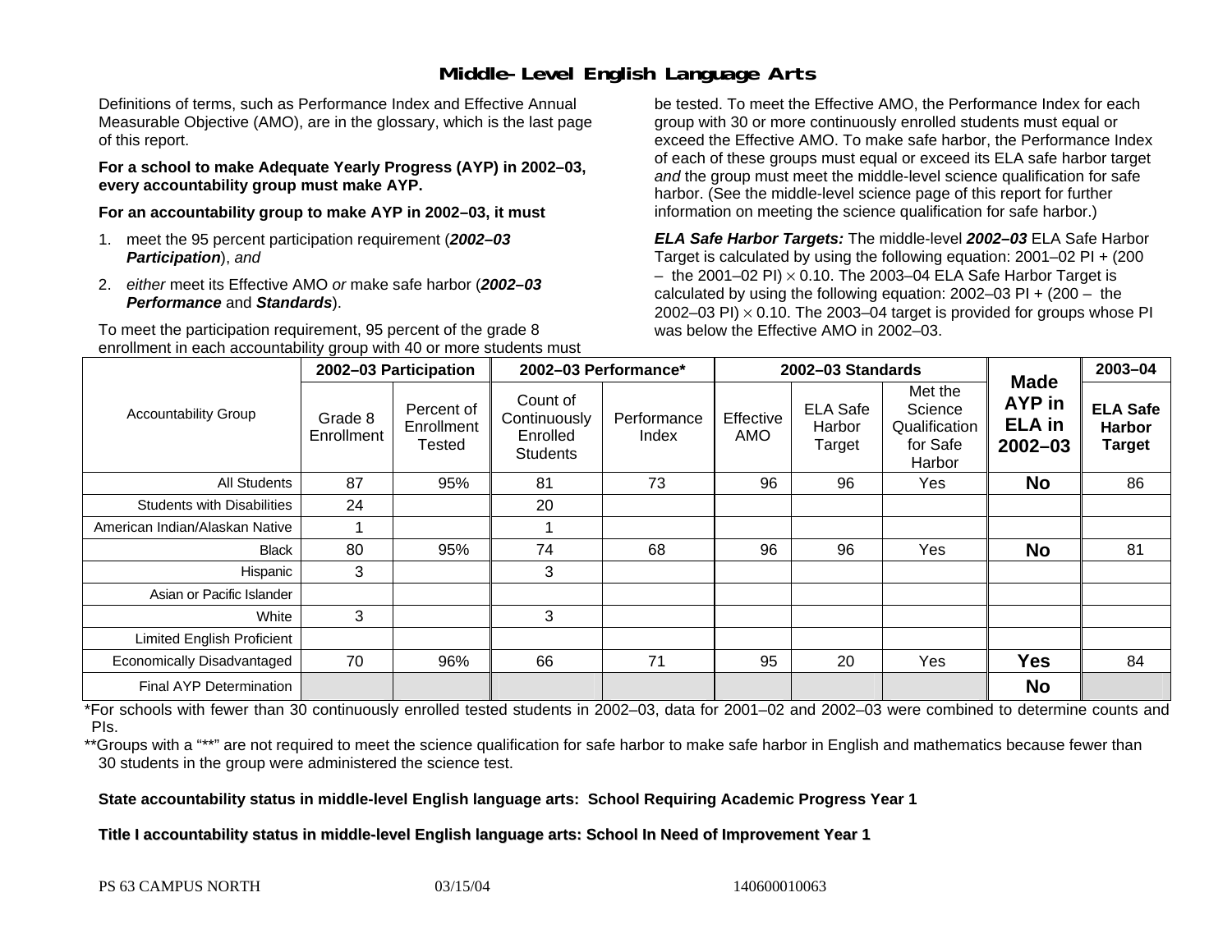# Middle-Level English Language Arts

Definitions of terms, such as Performance Index and Effective Annual Measurable Objective (AMO), are in the glossary, which is the last page of this report.

**For a school to make Adequate Yearly Progress (AYP) in 2002–03, every accountability group must make AYP.**

**For an accountability group to make AYP in 2002–03, it must**

1. meet the 95 percent participation requirement (***2002–03 Participation***), *and*
2. *either* meet its Effective AMO *or* make safe harbor (***2002–03 Performance*** and ***Standards***).

To meet the participation requirement, 95 percent of the grade 8 enrollment in each accountability group with 40 or more students must be tested. To meet the Effective AMO, the Performance Index for each group with 30 or more continuously enrolled students must equal or exceed the Effective AMO. To make safe harbor, the Performance Index of each of these groups must equal or exceed its ELA safe harbor target *and* the group must meet the middle-level science qualification for safe harbor. (See the middle-level science page of this report for further information on meeting the science qualification for safe harbor.)

***ELA Safe Harbor Targets:*** The middle-level ***2002–03*** ELA Safe Harbor Target is calculated by using the following equation: 2001–02 PI + (200 – the 2001–02 PI) × 0.10. The 2003–04 ELA Safe Harbor Target is calculated by using the following equation: 2002–03 PI + (200 – the 2002–03 PI) × 0.10. The 2003–04 target is provided for groups whose PI was below the Effective AMO in 2002–03.

| Accountability Group | 2002–03 Participation | | 2002–03 Performance* | | 2002–03 Standards | | | Made AYP in ELA in 2002–03 | 2003–04 |
|---|---|---|---|---|---|---|---|---|---|
| | Grade 8 Enrollment | Percent of Enrollment Tested | Count of Continuously Enrolled Students | Performance Index | Effective AMO | ELA Safe Harbor Target | Met the Science Qualification for Safe Harbor | | ELA Safe Harbor Target |
| All Students | 87 | 95% | 81 | 73 | 96 | 96 | Yes | **No** | 86 |
| Students with Disabilities | 24 | | 20 | | | | | | |
| American Indian/Alaskan Native | 1 | | 1 | | | | | | |
| Black | 80 | 95% | 74 | 68 | 96 | 96 | Yes | **No** | 81 |
| Hispanic | 3 | | 3 | | | | | | |
| Asian or Pacific Islander | | | | | | | | | |
| White | 3 | | 3 | | | | | | |
| Limited English Proficient | | | | | | | | | |
| Economically Disadvantaged | 70 | 96% | 66 | 71 | 95 | 20 | Yes | **Yes** | 84 |
| Final AYP Determination | | | | | | | | **No** | |

*For schools with fewer than 30 continuously enrolled tested students in 2002–03, data for 2001–02 and 2002–03 were combined to determine counts and PIs.

**Groups with a "**" are not required to meet the science qualification for safe harbor to make safe harbor in English and mathematics because fewer than 30 students in the group were administered the science test.

**State accountability status in middle-level English language arts: School Requiring Academic Progress Year 1**

**Title I accountability status in middle-level English language arts: School In Need of Improvement Year 1**

PS 63 CAMPUS NORTH 03/15/04 140600010063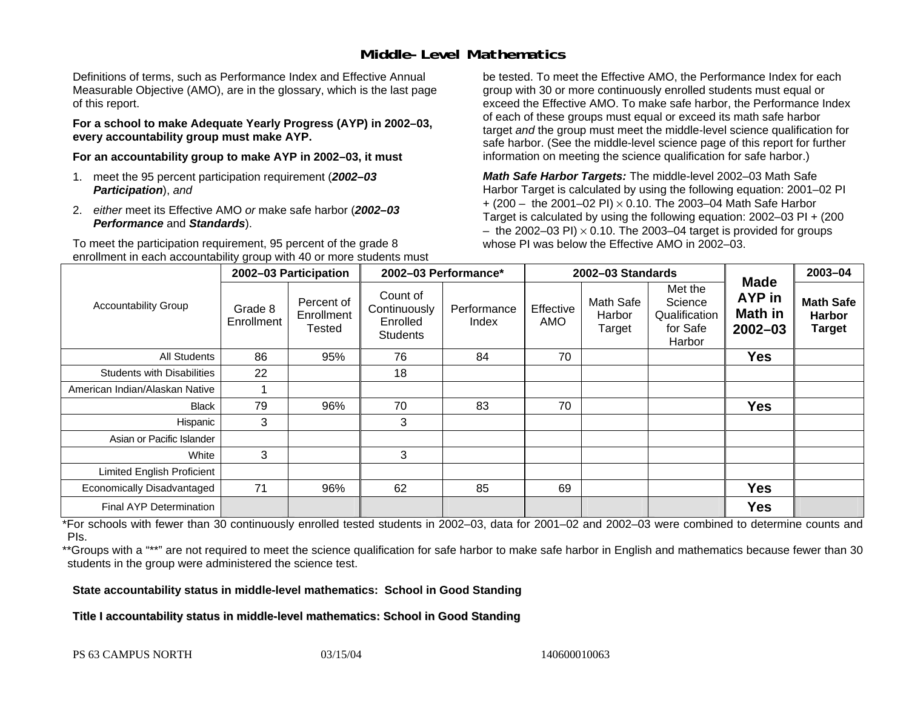# Middle-Level Mathematics

Definitions of terms, such as Performance Index and Effective Annual Measurable Objective (AMO), are in the glossary, which is the last page of this report.

**For a school to make Adequate Yearly Progress (AYP) in 2002–03, every accountability group must make AYP.**

**For an accountability group to make AYP in 2002–03, it must**

1. meet the 95 percent participation requirement (***2002–03 Participation***), *and*
2. *either* meet its Effective AMO *or* make safe harbor (***2002–03 Performance*** and ***Standards***).

To meet the participation requirement, 95 percent of the grade 8 enrollment in each accountability group with 40 or more students must be tested. To meet the Effective AMO, the Performance Index for each group with 30 or more continuously enrolled students must equal or exceed the Effective AMO. To make safe harbor, the Performance Index of each of these groups must equal or exceed its math safe harbor target *and* the group must meet the middle-level science qualification for safe harbor. (See the middle-level science page of this report for further information on meeting the science qualification for safe harbor.)

***Math Safe Harbor Targets:*** The middle-level 2002–03 Math Safe Harbor Target is calculated by using the following equation: 2001–02 PI + (200 – the 2001–02 PI) $\times$ 0.10. The 2003–04 Math Safe Harbor Target is calculated by using the following equation: 2002–03 PI + (200 – the 2002–03 PI) $\times$ 0.10. The 2003–04 target is provided for groups whose PI was below the Effective AMO in 2002–03.

| Accountability Group | 2002–03 Participation | | 2002–03 Performance* | | 2002–03 Standards | | | Made AYP in Math in 2002–03 | 2003–04 |
|---|---|---|---|---|---|---|---|---|---|
| | Grade 8 Enrollment | Percent of Enrollment Tested | Count of Continuously Enrolled Students | Performance Index | Effective AMO | Math Safe Harbor Target | Met the Science Qualification for Safe Harbor | | Math Safe Harbor Target |
| All Students | 86 | 95% | 76 | 84 | 70 | | | **Yes** | |
| Students with Disabilities | 22 | | 18 | | | | | | |
| American Indian/Alaskan Native | 1 | | | | | | | | |
| Black | 79 | 96% | 70 | 83 | 70 | | | **Yes** | |
| Hispanic | 3 | | 3 | | | | | | |
| Asian or Pacific Islander | | | | | | | | | |
| White | 3 | | 3 | | | | | | |
| Limited English Proficient | | | | | | | | | |
| Economically Disadvantaged | 71 | 96% | 62 | 85 | 69 | | | **Yes** | |
| Final AYP Determination | | | | | | | | **Yes** | |

*For schools with fewer than 30 continuously enrolled tested students in 2002–03, data for 2001–02 and 2002–03 were combined to determine counts and PIs.

**Groups with a "**" are not required to meet the science qualification for safe harbor to make safe harbor in English and mathematics because fewer than 30 students in the group were administered the science test.

**State accountability status in middle-level mathematics: School in Good Standing**

**Title I accountability status in middle-level mathematics: School in Good Standing**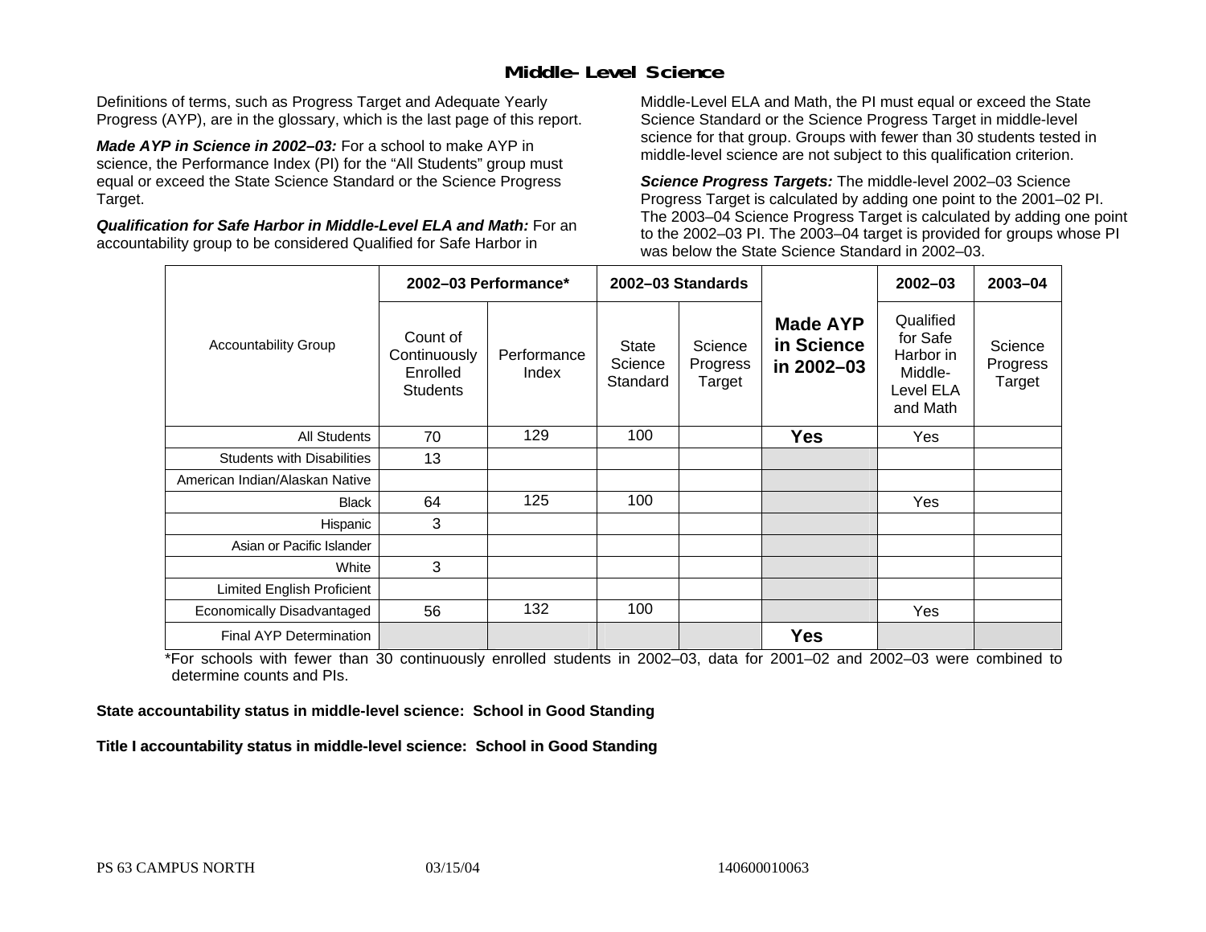# Middle-Level Science

Definitions of terms, such as Progress Target and Adequate Yearly Progress (AYP), are in the glossary, which is the last page of this report.

***Made AYP in Science in 2002–03:*** For a school to make AYP in science, the Performance Index (PI) for the "All Students" group must equal or exceed the State Science Standard or the Science Progress Target.

***Qualification for Safe Harbor in Middle-Level ELA and Math:*** For an accountability group to be considered Qualified for Safe Harbor in Middle-Level ELA and Math, the PI must equal or exceed the State Science Standard or the Science Progress Target in middle-level science for that group. Groups with fewer than 30 students tested in middle-level science are not subject to this qualification criterion.

***Science Progress Targets:*** The middle-level 2002–03 Science Progress Target is calculated by adding one point to the 2001–02 PI. The 2003–04 Science Progress Target is calculated by adding one point to the 2002–03 PI. The 2003–04 target is provided for groups whose PI was below the State Science Standard in 2002–03.

| Accountability Group | 2002–03 Performance* | | 2002–03 Standards | | Made AYP in Science in 2002–03 | 2002–03 | 2003–04 |
|---|---|---|---|---|---|---|---|
| | Count of Continuously Enrolled Students | Performance Index | State Science Standard | Science Progress Target | | Qualified for Safe Harbor in Middle-Level ELA and Math | Science Progress Target |
| All Students | 70 | 129 | 100 | | **Yes** | Yes | |
| Students with Disabilities | 13 | | | | | | |
| American Indian/Alaskan Native | | | | | | | |
| Black | 64 | 125 | 100 | | | Yes | |
| Hispanic | 3 | | | | | | |
| Asian or Pacific Islander | | | | | | | |
| White | 3 | | | | | | |
| Limited English Proficient | | | | | | | |
| Economically Disadvantaged | 56 | 132 | 100 | | | Yes | |
| Final AYP Determination | | | | | **Yes** | | |

*For schools with fewer than 30 continuously enrolled students in 2002–03, data for 2001–02 and 2002–03 were combined to determine counts and PIs.

**State accountability status in middle-level science: School in Good Standing**

**Title I accountability status in middle-level science: School in Good Standing**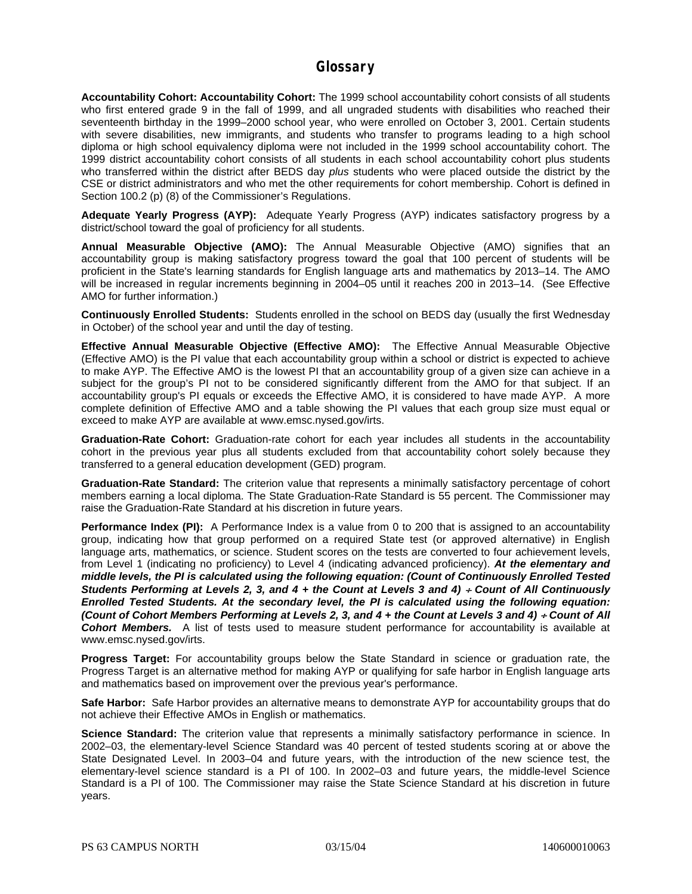# Glossary

**Accountability Cohort: Accountability Cohort:** The 1999 school accountability cohort consists of all students who first entered grade 9 in the fall of 1999, and all ungraded students with disabilities who reached their seventeenth birthday in the 1999–2000 school year, who were enrolled on October 3, 2001. Certain students with severe disabilities, new immigrants, and students who transfer to programs leading to a high school diploma or high school equivalency diploma were not included in the 1999 school accountability cohort. The 1999 district accountability cohort consists of all students in each school accountability cohort plus students who transferred within the district after BEDS day *plus* students who were placed outside the district by the CSE or district administrators and who met the other requirements for cohort membership. Cohort is defined in Section 100.2 (p) (8) of the Commissioner's Regulations.

**Adequate Yearly Progress (AYP):** Adequate Yearly Progress (AYP) indicates satisfactory progress by a district/school toward the goal of proficiency for all students.

**Annual Measurable Objective (AMO):** The Annual Measurable Objective (AMO) signifies that an accountability group is making satisfactory progress toward the goal that 100 percent of students will be proficient in the State's learning standards for English language arts and mathematics by 2013–14. The AMO will be increased in regular increments beginning in 2004–05 until it reaches 200 in 2013–14. (See Effective AMO for further information.)

**Continuously Enrolled Students:** Students enrolled in the school on BEDS day (usually the first Wednesday in October) of the school year and until the day of testing.

**Effective Annual Measurable Objective (Effective AMO):** The Effective Annual Measurable Objective (Effective AMO) is the PI value that each accountability group within a school or district is expected to achieve to make AYP. The Effective AMO is the lowest PI that an accountability group of a given size can achieve in a subject for the group's PI not to be considered significantly different from the AMO for that subject. If an accountability group's PI equals or exceeds the Effective AMO, it is considered to have made AYP. A more complete definition of Effective AMO and a table showing the PI values that each group size must equal or exceed to make AYP are available at www.emsc.nysed.gov/irts.

**Graduation-Rate Cohort:** Graduation-rate cohort for each year includes all students in the accountability cohort in the previous year plus all students excluded from that accountability cohort solely because they transferred to a general education development (GED) program.

**Graduation-Rate Standard:** The criterion value that represents a minimally satisfactory percentage of cohort members earning a local diploma. The State Graduation-Rate Standard is 55 percent. The Commissioner may raise the Graduation-Rate Standard at his discretion in future years.

**Performance Index (PI):** A Performance Index is a value from 0 to 200 that is assigned to an accountability group, indicating how that group performed on a required State test (or approved alternative) in English language arts, mathematics, or science. Student scores on the tests are converted to four achievement levels, from Level 1 (indicating no proficiency) to Level 4 (indicating advanced proficiency). ***At the elementary and middle levels, the PI is calculated using the following equation: (Count of Continuously Enrolled Tested Students Performing at Levels 2, 3, and 4 + the Count at Levels 3 and 4) ÷ Count of All Continuously Enrolled Tested Students. At the secondary level, the PI is calculated using the following equation: (Count of Cohort Members Performing at Levels 2, 3, and 4 + the Count at Levels 3 and 4) ÷ Count of All Cohort Members.*** A list of tests used to measure student performance for accountability is available at www.emsc.nysed.gov/irts.

**Progress Target:** For accountability groups below the State Standard in science or graduation rate, the Progress Target is an alternative method for making AYP or qualifying for safe harbor in English language arts and mathematics based on improvement over the previous year's performance.

**Safe Harbor:** Safe Harbor provides an alternative means to demonstrate AYP for accountability groups that do not achieve their Effective AMOs in English or mathematics.

**Science Standard:** The criterion value that represents a minimally satisfactory performance in science. In 2002–03, the elementary-level Science Standard was 40 percent of tested students scoring at or above the State Designated Level. In 2003–04 and future years, with the introduction of the new science test, the elementary-level science standard is a PI of 100. In 2002–03 and future years, the middle-level Science Standard is a PI of 100. The Commissioner may raise the State Science Standard at his discretion in future years.